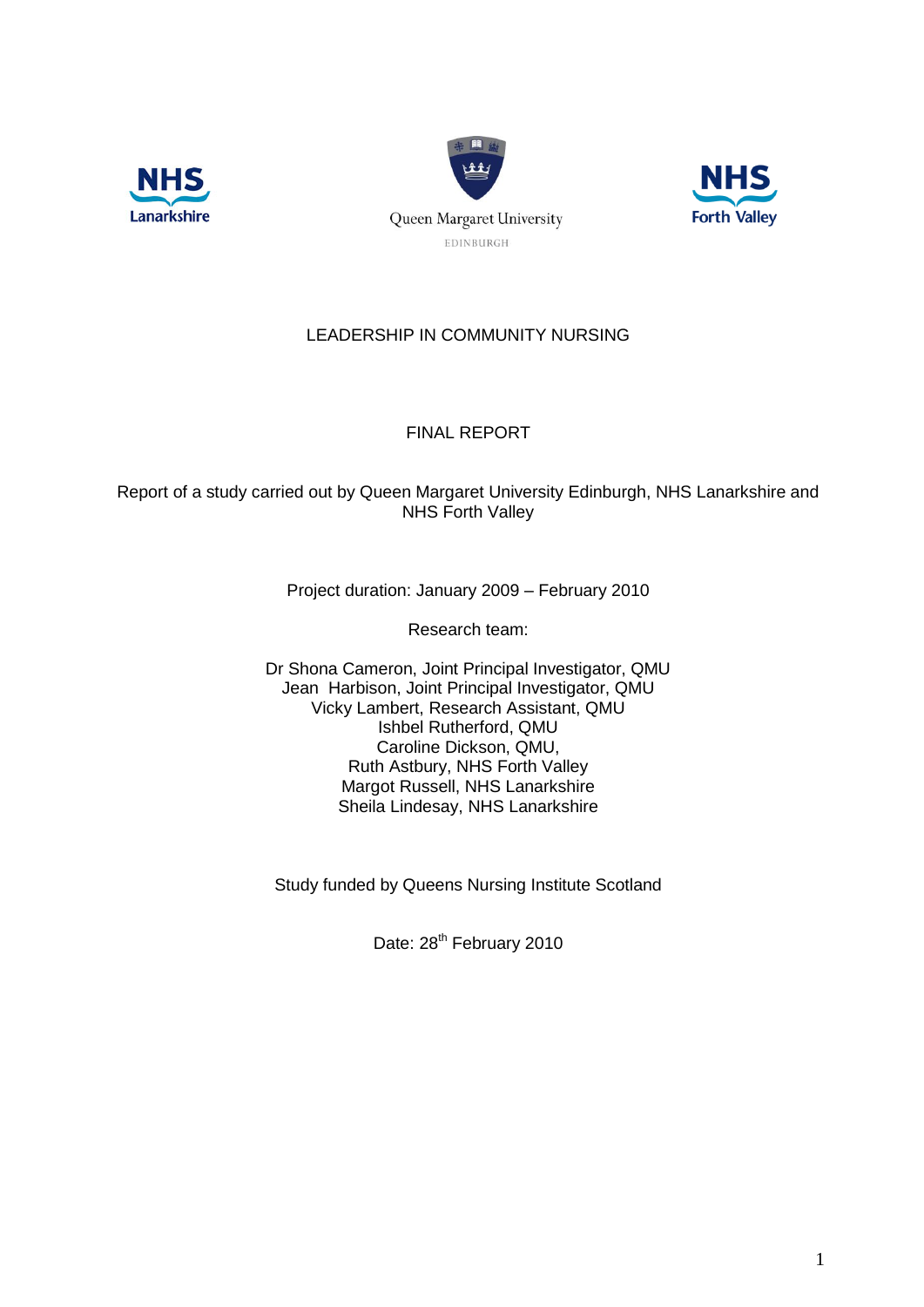NHS Lanarkshire

Queen Margaret University EDINBURGH

NHS Forth Valley

# LEADERSHIP IN COMMUNITY NURSING

## FINAL REPORT

Report of a study carried out by Queen Margaret University Edinburgh, NHS Lanarkshire and NHS Forth Valley

Project duration: January 2009 – February 2010

Research team:

Dr Shona Cameron, Joint Principal Investigator, QMU
Jean Harbison, Joint Principal Investigator, QMU
Vicky Lambert, Research Assistant, QMU
Ishbel Rutherford, QMU
Caroline Dickson, QMU,
Ruth Astbury, NHS Forth Valley
Margot Russell, NHS Lanarkshire
Sheila Lindesay, NHS Lanarkshire

Study funded by Queens Nursing Institute Scotland

Date: 28th February 2010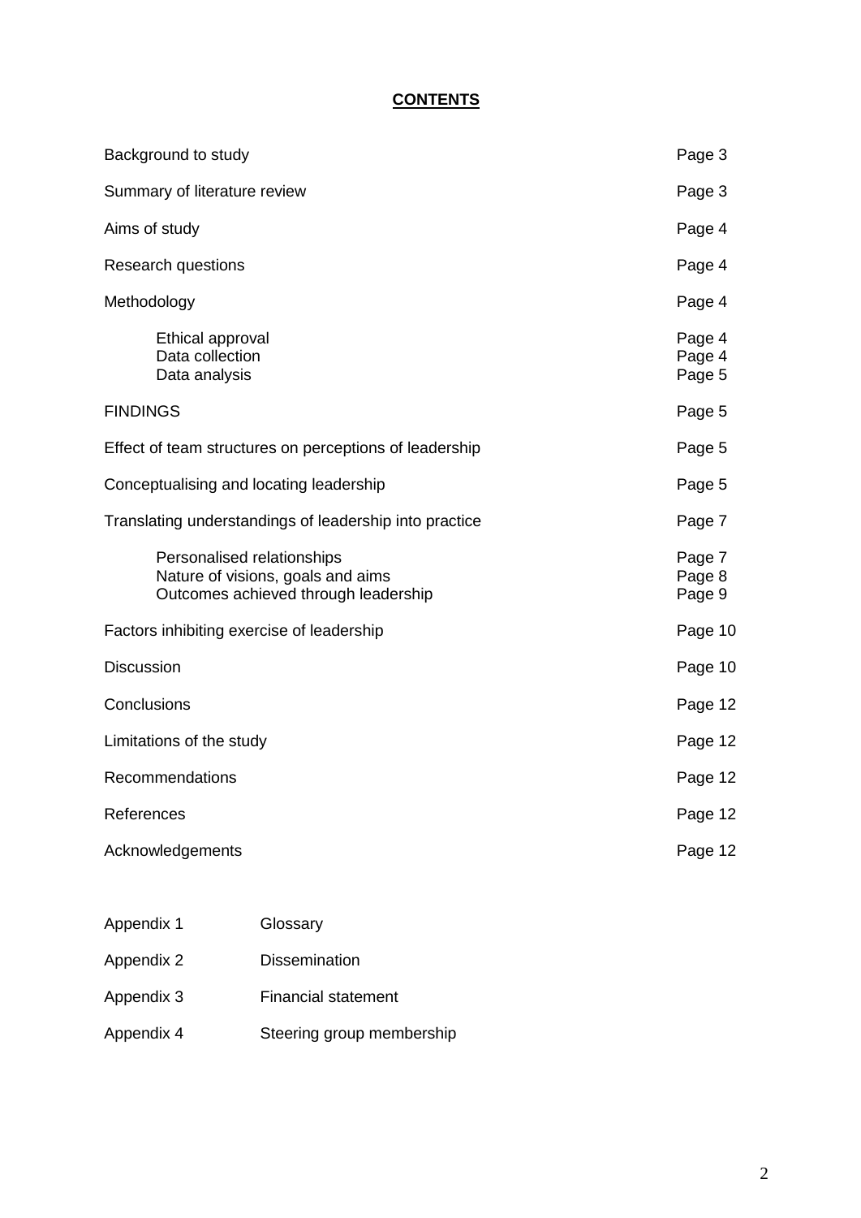## **CONTENTS**

| | |
|---|---|
| Background to study | Page 3 |
| Summary of literature review | Page 3 |
| Aims of study | Page 4 |
| Research questions | Page 4 |
| Methodology | Page 4 |
| &nbsp;&nbsp;&nbsp;&nbsp;Ethical approval | Page 4 |
| &nbsp;&nbsp;&nbsp;&nbsp;Data collection | Page 4 |
| &nbsp;&nbsp;&nbsp;&nbsp;Data analysis | Page 5 |
| FINDINGS | Page 5 |
| Effect of team structures on perceptions of leadership | Page 5 |
| Conceptualising and locating leadership | Page 5 |
| Translating understandings of leadership into practice | Page 7 |
| &nbsp;&nbsp;&nbsp;&nbsp;Personalised relationships | Page 7 |
| &nbsp;&nbsp;&nbsp;&nbsp;Nature of visions, goals and aims | Page 8 |
| &nbsp;&nbsp;&nbsp;&nbsp;Outcomes achieved through leadership | Page 9 |
| Factors inhibiting exercise of leadership | Page 10 |
| Discussion | Page 10 |
| Conclusions | Page 12 |
| Limitations of the study | Page 12 |
| Recommendations | Page 12 |
| References | Page 12 |
| Acknowledgements | Page 12 |

| | |
|---|---|
| Appendix 1 | Glossary |
| Appendix 2 | Dissemination |
| Appendix 3 | Financial statement |
| Appendix 4 | Steering group membership |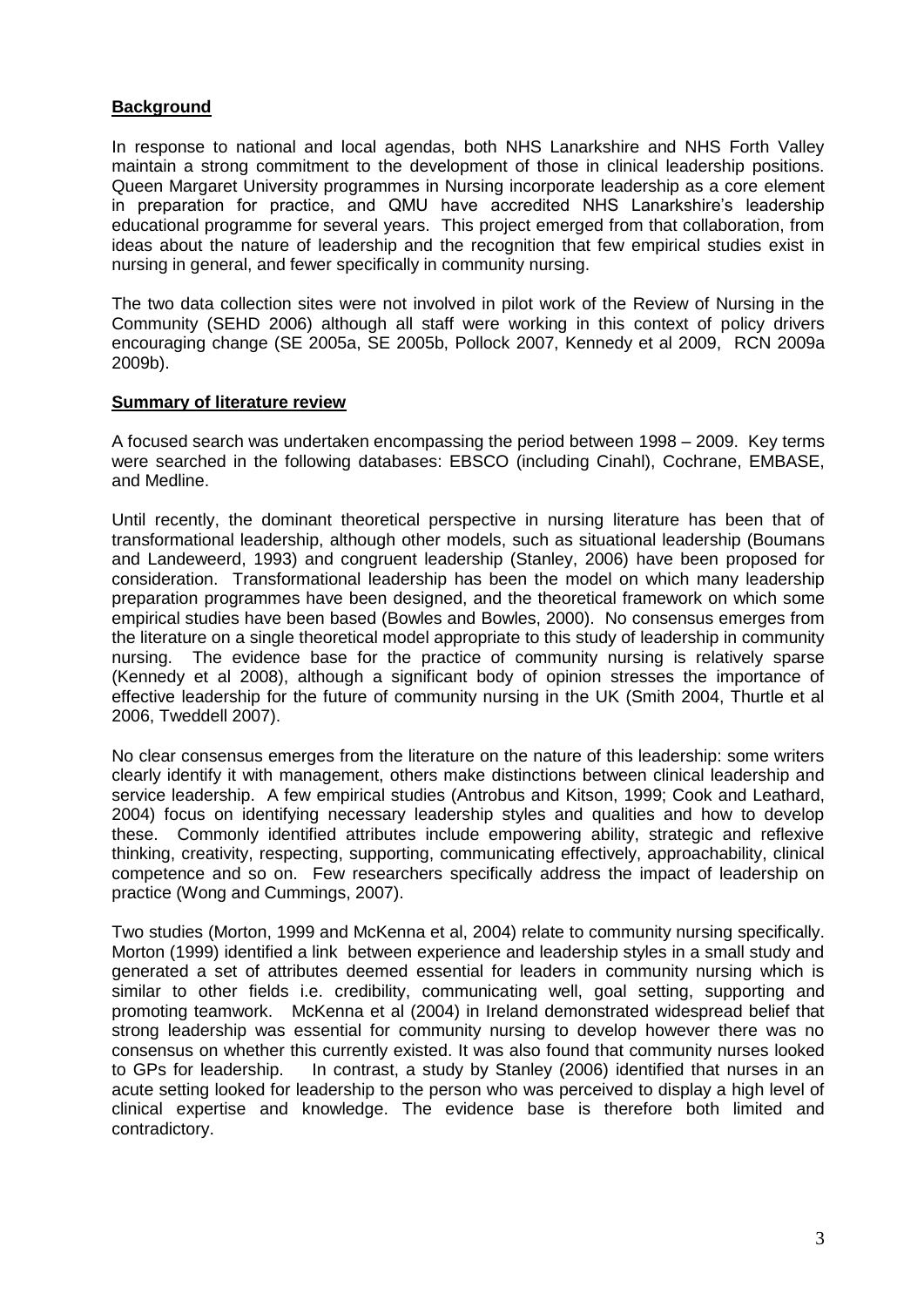## Background

In response to national and local agendas, both NHS Lanarkshire and NHS Forth Valley maintain a strong commitment to the development of those in clinical leadership positions. Queen Margaret University programmes in Nursing incorporate leadership as a core element in preparation for practice, and QMU have accredited NHS Lanarkshire's leadership educational programme for several years. This project emerged from that collaboration, from ideas about the nature of leadership and the recognition that few empirical studies exist in nursing in general, and fewer specifically in community nursing.

The two data collection sites were not involved in pilot work of the Review of Nursing in the Community (SEHD 2006) although all staff were working in this context of policy drivers encouraging change (SE 2005a, SE 2005b, Pollock 2007, Kennedy et al 2009, RCN 2009a 2009b).

## Summary of literature review

A focused search was undertaken encompassing the period between 1998 – 2009. Key terms were searched in the following databases: EBSCO (including Cinahl), Cochrane, EMBASE, and Medline.

Until recently, the dominant theoretical perspective in nursing literature has been that of transformational leadership, although other models, such as situational leadership (Boumans and Landeweerd, 1993) and congruent leadership (Stanley, 2006) have been proposed for consideration. Transformational leadership has been the model on which many leadership preparation programmes have been designed, and the theoretical framework on which some empirical studies have been based (Bowles and Bowles, 2000). No consensus emerges from the literature on a single theoretical model appropriate to this study of leadership in community nursing. The evidence base for the practice of community nursing is relatively sparse (Kennedy et al 2008), although a significant body of opinion stresses the importance of effective leadership for the future of community nursing in the UK (Smith 2004, Thurtle et al 2006, Tweddell 2007).

No clear consensus emerges from the literature on the nature of this leadership: some writers clearly identify it with management, others make distinctions between clinical leadership and service leadership. A few empirical studies (Antrobus and Kitson, 1999; Cook and Leathard, 2004) focus on identifying necessary leadership styles and qualities and how to develop these. Commonly identified attributes include empowering ability, strategic and reflexive thinking, creativity, respecting, supporting, communicating effectively, approachability, clinical competence and so on. Few researchers specifically address the impact of leadership on practice (Wong and Cummings, 2007).

Two studies (Morton, 1999 and McKenna et al, 2004) relate to community nursing specifically. Morton (1999) identified a link between experience and leadership styles in a small study and generated a set of attributes deemed essential for leaders in community nursing which is similar to other fields i.e. credibility, communicating well, goal setting, supporting and promoting teamwork. McKenna et al (2004) in Ireland demonstrated widespread belief that strong leadership was essential for community nursing to develop however there was no consensus on whether this currently existed. It was also found that community nurses looked to GPs for leadership. In contrast, a study by Stanley (2006) identified that nurses in an acute setting looked for leadership to the person who was perceived to display a high level of clinical expertise and knowledge. The evidence base is therefore both limited and contradictory.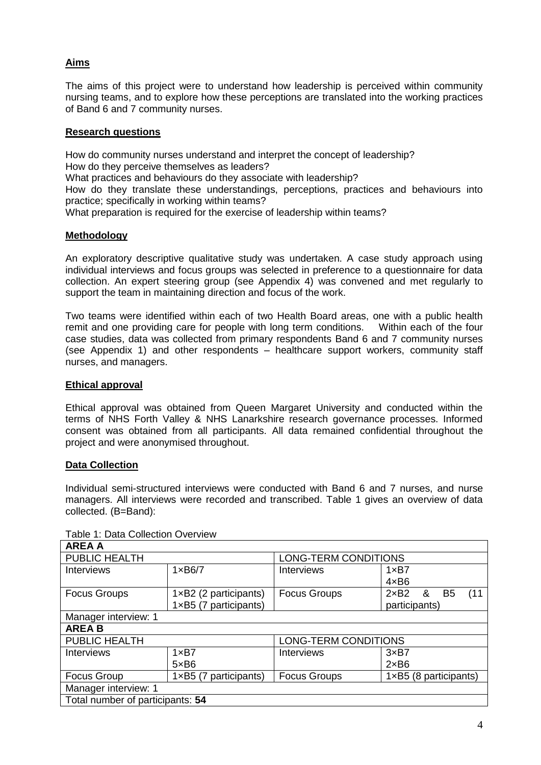## Aims

The aims of this project were to understand how leadership is perceived within community nursing teams, and to explore how these perceptions are translated into the working practices of Band 6 and 7 community nurses.

## Research questions

How do community nurses understand and interpret the concept of leadership?
How do they perceive themselves as leaders?
What practices and behaviours do they associate with leadership?
How do they translate these understandings, perceptions, practices and behaviours into practice; specifically in working within teams?
What preparation is required for the exercise of leadership within teams?

## Methodology

An exploratory descriptive qualitative study was undertaken. A case study approach using individual interviews and focus groups was selected in preference to a questionnaire for data collection. An expert steering group (see Appendix 4) was convened and met regularly to support the team in maintaining direction and focus of the work.

Two teams were identified within each of two Health Board areas, one with a public health remit and one providing care for people with long term conditions. Within each of the four case studies, data was collected from primary respondents Band 6 and 7 community nurses (see Appendix 1) and other respondents – healthcare support workers, community staff nurses, and managers.

## Ethical approval

Ethical approval was obtained from Queen Margaret University and conducted within the terms of NHS Forth Valley & NHS Lanarkshire research governance processes. Informed consent was obtained from all participants. All data remained confidential throughout the project and were anonymised throughout.

## Data Collection

Individual semi-structured interviews were conducted with Band 6 and 7 nurses, and nurse managers. All interviews were recorded and transcribed. Table 1 gives an overview of data collected. (B=Band):

Table 1: Data Collection Overview

| **AREA A** | | | |
|---|---|---|---|
| PUBLIC HEALTH | | LONG-TERM CONDITIONS | |
| Interviews | 1×B6/7 | Interviews | 1×B7<br>4×B6 |
| Focus Groups | 1×B2 (2 participants)<br>1×B5 (7 participants) | Focus Groups | 2×B2 & B5 (11 participants) |
| Manager interview: 1 | | | |
| **AREA B** | | | |
| PUBLIC HEALTH | | LONG-TERM CONDITIONS | |
| Interviews | 1×B7<br>5×B6 | Interviews | 3×B7<br>2×B6 |
| Focus Group | 1×B5 (7 participants) | Focus Groups | 1×B5 (8 participants) |
| Manager interview: 1 | | | |
| Total number of participants: **54** | | | |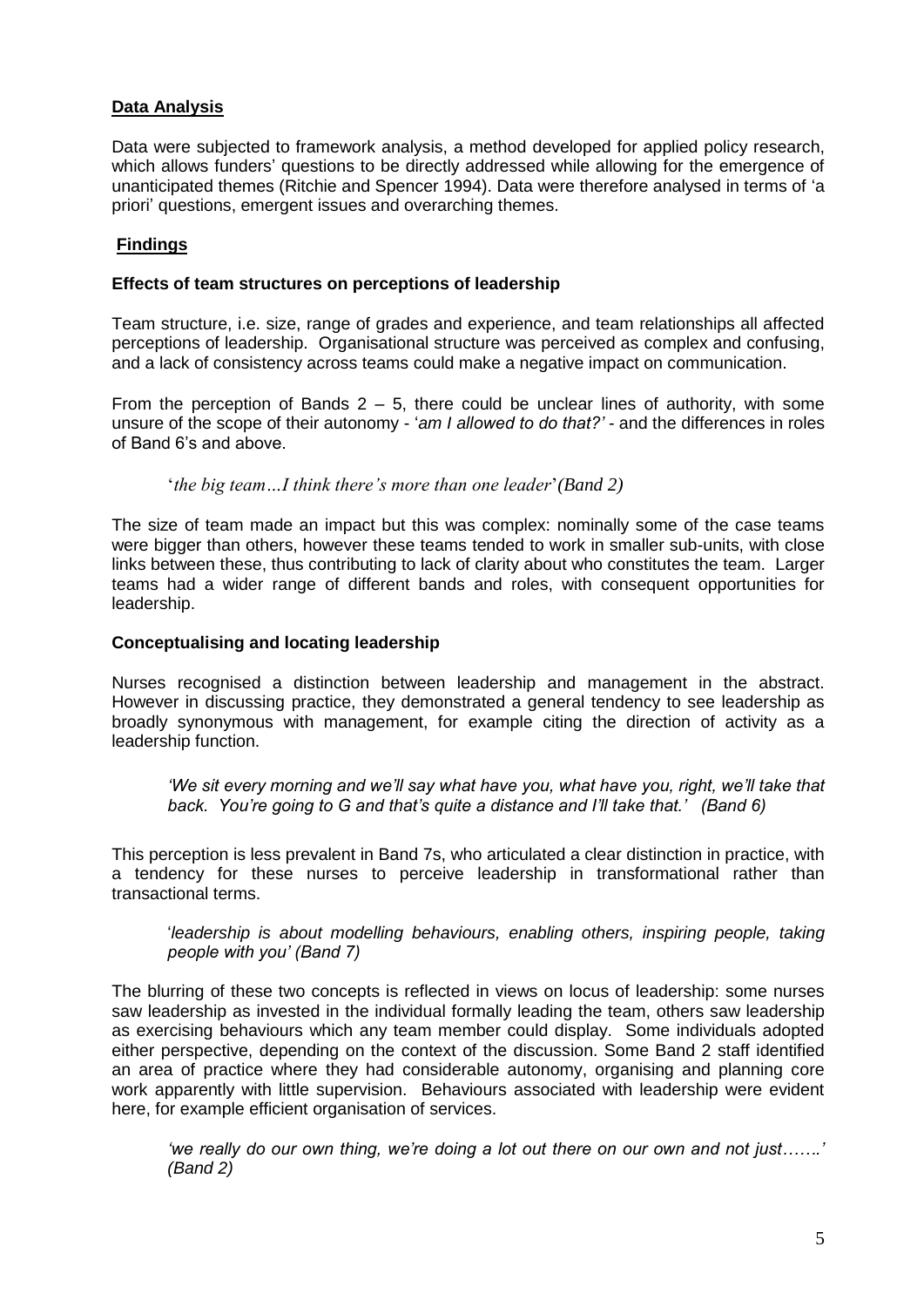## **Data Analysis**

Data were subjected to framework analysis, a method developed for applied policy research, which allows funders' questions to be directly addressed while allowing for the emergence of unanticipated themes (Ritchie and Spencer 1994). Data were therefore analysed in terms of 'a priori' questions, emergent issues and overarching themes.

## **Findings**

### **Effects of team structures on perceptions of leadership**

Team structure, i.e. size, range of grades and experience, and team relationships all affected perceptions of leadership. Organisational structure was perceived as complex and confusing, and a lack of consistency across teams could make a negative impact on communication.

From the perception of Bands 2 – 5, there could be unclear lines of authority, with some unsure of the scope of their autonomy - '*am I allowed to do that?'* - and the differences in roles of Band 6's and above.

> '*the big team…I think there's more than one leader*'*(Band 2)*

The size of team made an impact but this was complex: nominally some of the case teams were bigger than others, however these teams tended to work in smaller sub-units, with close links between these, thus contributing to lack of clarity about who constitutes the team. Larger teams had a wider range of different bands and roles, with consequent opportunities for leadership.

### **Conceptualising and locating leadership**

Nurses recognised a distinction between leadership and management in the abstract. However in discussing practice, they demonstrated a general tendency to see leadership as broadly synonymous with management, for example citing the direction of activity as a leadership function.

> *'We sit every morning and we'll say what have you, what have you, right, we'll take that back. You're going to G and that's quite a distance and I'll take that.' (Band 6)*

This perception is less prevalent in Band 7s, who articulated a clear distinction in practice, with a tendency for these nurses to perceive leadership in transformational rather than transactional terms.

> '*leadership is about modelling behaviours, enabling others, inspiring people, taking people with you' (Band 7)*

The blurring of these two concepts is reflected in views on locus of leadership: some nurses saw leadership as invested in the individual formally leading the team, others saw leadership as exercising behaviours which any team member could display. Some individuals adopted either perspective, depending on the context of the discussion. Some Band 2 staff identified an area of practice where they had considerable autonomy, organising and planning core work apparently with little supervision. Behaviours associated with leadership were evident here, for example efficient organisation of services.

> *'we really do our own thing, we're doing a lot out there on our own and not just…….' (Band 2)*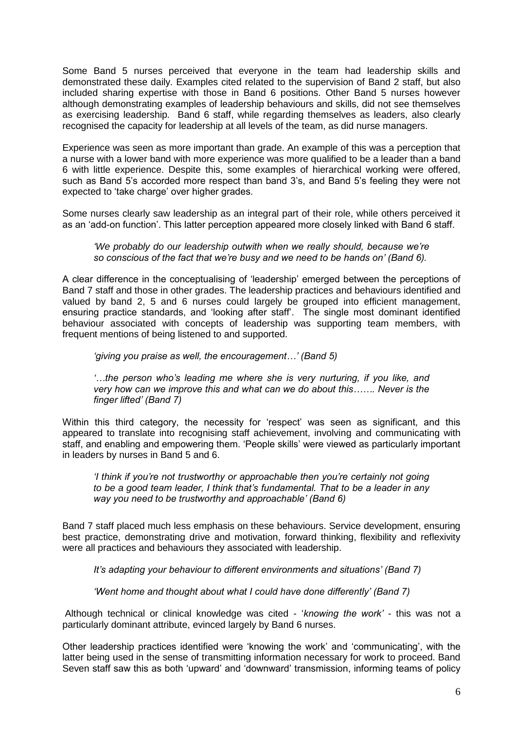Some Band 5 nurses perceived that everyone in the team had leadership skills and demonstrated these daily. Examples cited related to the supervision of Band 2 staff, but also included sharing expertise with those in Band 6 positions. Other Band 5 nurses however although demonstrating examples of leadership behaviours and skills, did not see themselves as exercising leadership. Band 6 staff, while regarding themselves as leaders, also clearly recognised the capacity for leadership at all levels of the team, as did nurse managers.

Experience was seen as more important than grade. An example of this was a perception that a nurse with a lower band with more experience was more qualified to be a leader than a band 6 with little experience. Despite this, some examples of hierarchical working were offered, such as Band 5's accorded more respect than band 3's, and Band 5's feeling they were not expected to 'take charge' over higher grades.

Some nurses clearly saw leadership as an integral part of their role, while others perceived it as an 'add-on function'. This latter perception appeared more closely linked with Band 6 staff.

> *'We probably do our leadership outwith when we really should, because we're so conscious of the fact that we're busy and we need to be hands on' (Band 6).*

A clear difference in the conceptualising of 'leadership' emerged between the perceptions of Band 7 staff and those in other grades. The leadership practices and behaviours identified and valued by band 2, 5 and 6 nurses could largely be grouped into efficient management, ensuring practice standards, and 'looking after staff'. The single most dominant identified behaviour associated with concepts of leadership was supporting team members, with frequent mentions of being listened to and supported.

> *'giving you praise as well, the encouragement…' (Band 5)*

> *'…the person who's leading me where she is very nurturing, if you like, and very how can we improve this and what can we do about this……. Never is the finger lifted' (Band 7)*

Within this third category, the necessity for 'respect' was seen as significant, and this appeared to translate into recognising staff achievement, involving and communicating with staff, and enabling and empowering them. 'People skills' were viewed as particularly important in leaders by nurses in Band 5 and 6.

> *'I think if you're not trustworthy or approachable then you're certainly not going to be a good team leader, I think that's fundamental. That to be a leader in any way you need to be trustworthy and approachable' (Band 6)*

Band 7 staff placed much less emphasis on these behaviours. Service development, ensuring best practice, demonstrating drive and motivation, forward thinking, flexibility and reflexivity were all practices and behaviours they associated with leadership.

> *It's adapting your behaviour to different environments and situations' (Band 7)*

> *'Went home and thought about what I could have done differently' (Band 7)*

Although technical or clinical knowledge was cited - '*knowing the work'* - this was not a particularly dominant attribute, evinced largely by Band 6 nurses.

Other leadership practices identified were 'knowing the work' and 'communicating', with the latter being used in the sense of transmitting information necessary for work to proceed. Band Seven staff saw this as both 'upward' and 'downward' transmission, informing teams of policy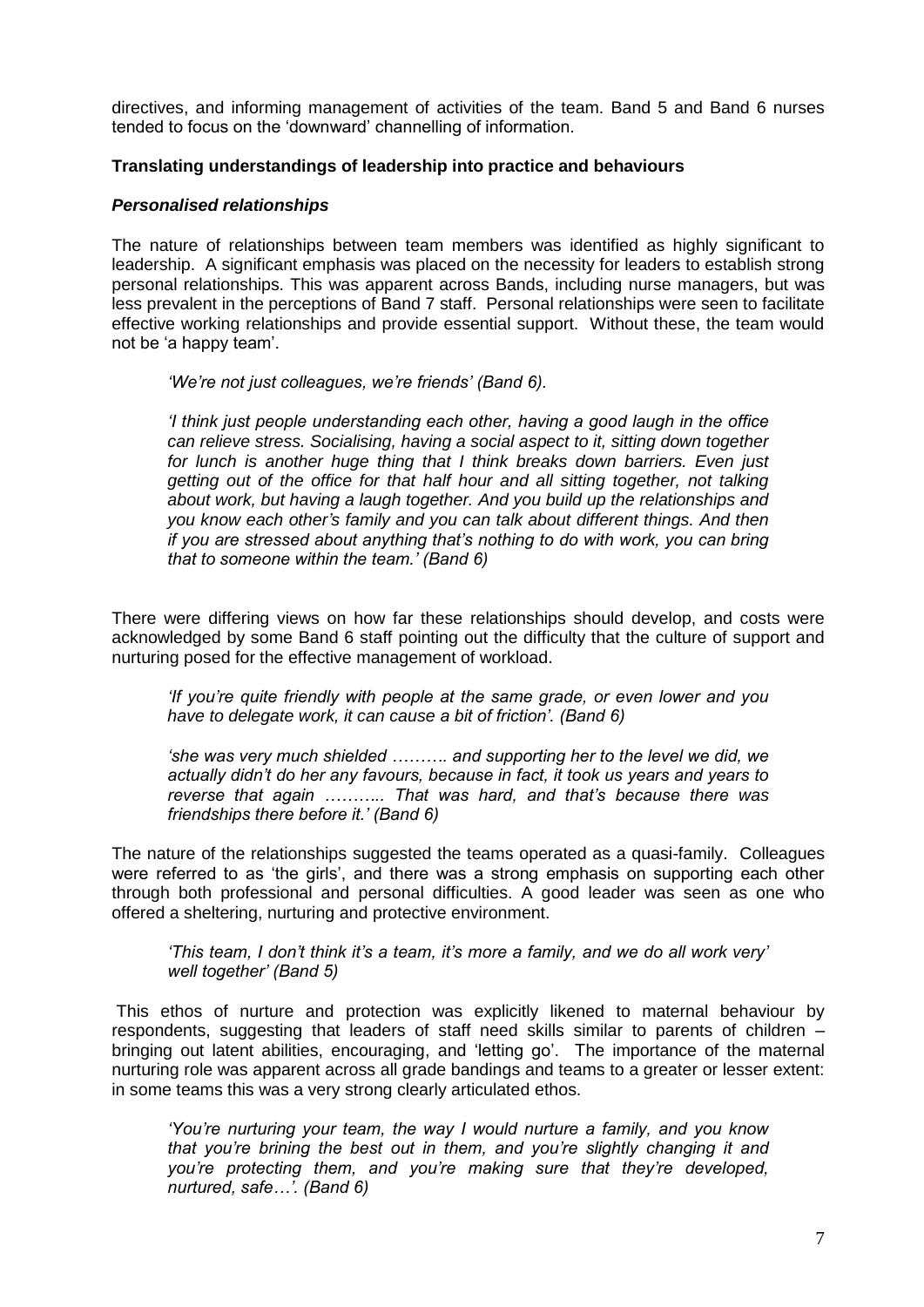directives, and informing management of activities of the team. Band 5 and Band 6 nurses tended to focus on the 'downward' channelling of information.

**Translating understandings of leadership into practice and behaviours**

***Personalised relationships***

The nature of relationships between team members was identified as highly significant to leadership. A significant emphasis was placed on the necessity for leaders to establish strong personal relationships. This was apparent across Bands, including nurse managers, but was less prevalent in the perceptions of Band 7 staff. Personal relationships were seen to facilitate effective working relationships and provide essential support. Without these, the team would not be 'a happy team'.

> *'We're not just colleagues, we're friends' (Band 6).*
>
> *'I think just people understanding each other, having a good laugh in the office can relieve stress. Socialising, having a social aspect to it, sitting down together for lunch is another huge thing that I think breaks down barriers. Even just getting out of the office for that half hour and all sitting together, not talking about work, but having a laugh together. And you build up the relationships and you know each other's family and you can talk about different things. And then if you are stressed about anything that's nothing to do with work, you can bring that to someone within the team.' (Band 6)*

There were differing views on how far these relationships should develop, and costs were acknowledged by some Band 6 staff pointing out the difficulty that the culture of support and nurturing posed for the effective management of workload.

> *'If you're quite friendly with people at the same grade, or even lower and you have to delegate work, it can cause a bit of friction'. (Band 6)*
>
> *'she was very much shielded ………. and supporting her to the level we did, we actually didn't do her any favours, because in fact, it took us years and years to reverse that again ……….. That was hard, and that's because there was friendships there before it.' (Band 6)*

The nature of the relationships suggested the teams operated as a quasi-family. Colleagues were referred to as 'the girls', and there was a strong emphasis on supporting each other through both professional and personal difficulties. A good leader was seen as one who offered a sheltering, nurturing and protective environment.

> *'This team, I don't think it's a team, it's more a family, and we do all work very' well together' (Band 5)*

This ethos of nurture and protection was explicitly likened to maternal behaviour by respondents, suggesting that leaders of staff need skills similar to parents of children – bringing out latent abilities, encouraging, and 'letting go'. The importance of the maternal nurturing role was apparent across all grade bandings and teams to a greater or lesser extent: in some teams this was a very strong clearly articulated ethos.

> *'You're nurturing your team, the way I would nurture a family, and you know that you're brining the best out in them, and you're slightly changing it and you're protecting them, and you're making sure that they're developed, nurtured, safe…'. (Band 6)*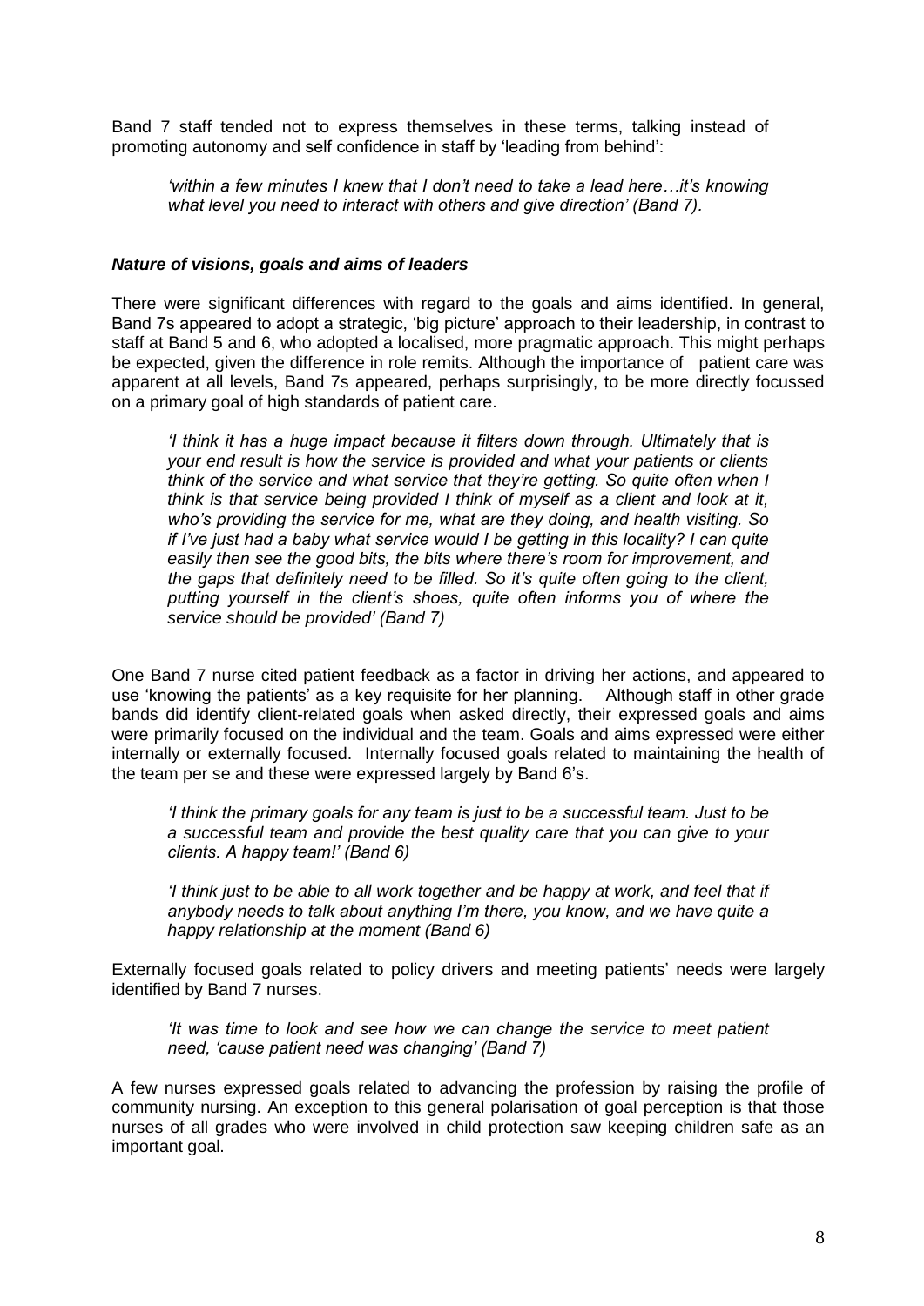Band 7 staff tended not to express themselves in these terms, talking instead of promoting autonomy and self confidence in staff by 'leading from behind':

> *'within a few minutes I knew that I don't need to take a lead here…it's knowing what level you need to interact with others and give direction' (Band 7).*

### *Nature of visions, goals and aims of leaders*

There were significant differences with regard to the goals and aims identified. In general, Band 7s appeared to adopt a strategic, 'big picture' approach to their leadership, in contrast to staff at Band 5 and 6, who adopted a localised, more pragmatic approach. This might perhaps be expected, given the difference in role remits. Although the importance of patient care was apparent at all levels, Band 7s appeared, perhaps surprisingly, to be more directly focussed on a primary goal of high standards of patient care.

> *'I think it has a huge impact because it filters down through. Ultimately that is your end result is how the service is provided and what your patients or clients think of the service and what service that they're getting. So quite often when I think is that service being provided I think of myself as a client and look at it, who's providing the service for me, what are they doing, and health visiting. So if I've just had a baby what service would I be getting in this locality? I can quite easily then see the good bits, the bits where there's room for improvement, and the gaps that definitely need to be filled. So it's quite often going to the client, putting yourself in the client's shoes, quite often informs you of where the service should be provided' (Band 7)*

One Band 7 nurse cited patient feedback as a factor in driving her actions, and appeared to use 'knowing the patients' as a key requisite for her planning. Although staff in other grade bands did identify client-related goals when asked directly, their expressed goals and aims were primarily focused on the individual and the team. Goals and aims expressed were either internally or externally focused. Internally focused goals related to maintaining the health of the team per se and these were expressed largely by Band 6's.

> *'I think the primary goals for any team is just to be a successful team. Just to be a successful team and provide the best quality care that you can give to your clients. A happy team!' (Band 6)*

> *'I think just to be able to all work together and be happy at work, and feel that if anybody needs to talk about anything I'm there, you know, and we have quite a happy relationship at the moment (Band 6)*

Externally focused goals related to policy drivers and meeting patients' needs were largely identified by Band 7 nurses.

> *'It was time to look and see how we can change the service to meet patient need, 'cause patient need was changing' (Band 7)*

A few nurses expressed goals related to advancing the profession by raising the profile of community nursing. An exception to this general polarisation of goal perception is that those nurses of all grades who were involved in child protection saw keeping children safe as an important goal.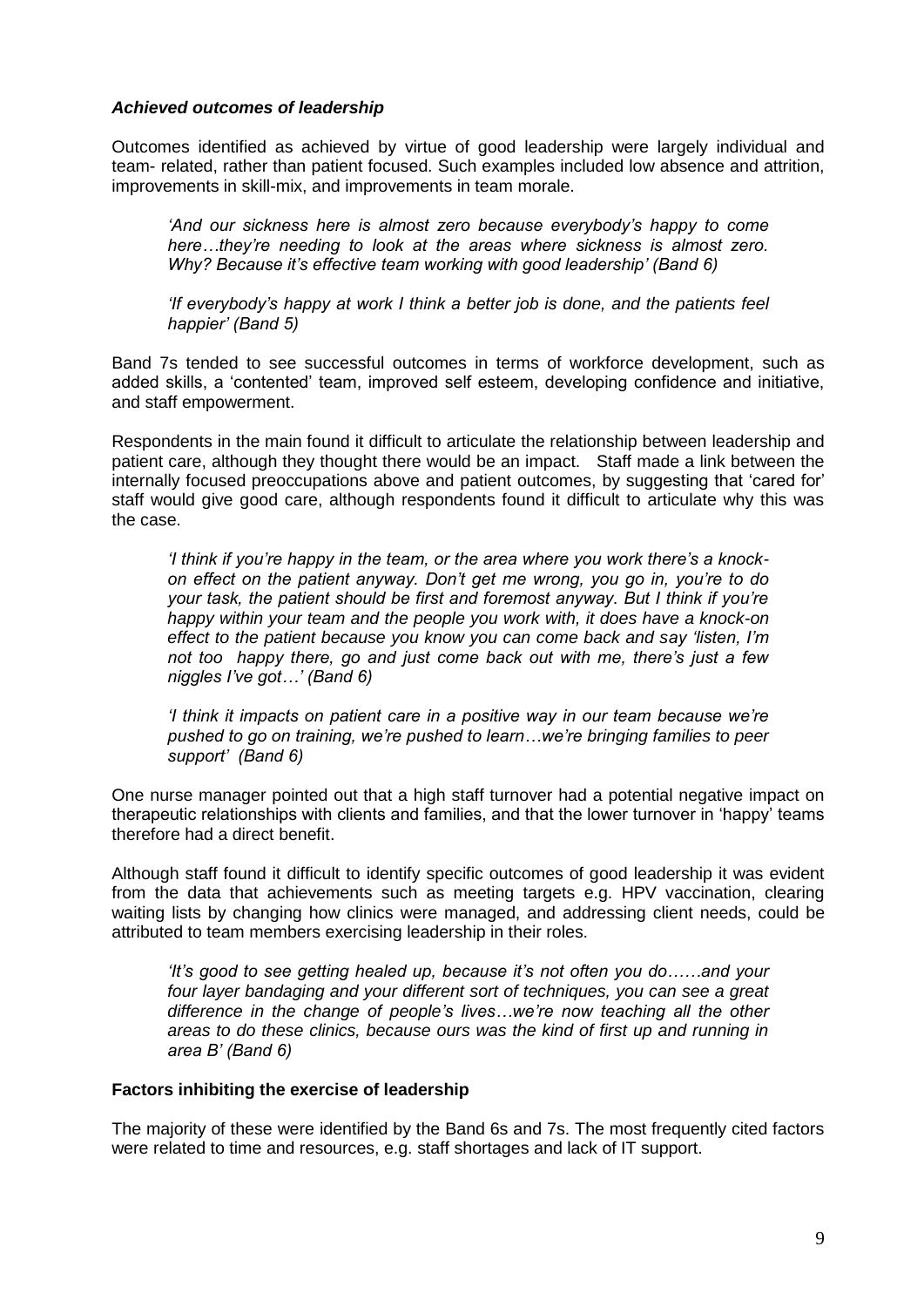### *Achieved outcomes of leadership*

Outcomes identified as achieved by virtue of good leadership were largely individual and team- related, rather than patient focused. Such examples included low absence and attrition, improvements in skill-mix, and improvements in team morale.

> *'And our sickness here is almost zero because everybody's happy to come here…they're needing to look at the areas where sickness is almost zero. Why? Because it's effective team working with good leadership' (Band 6)*

> *'If everybody's happy at work I think a better job is done, and the patients feel happier' (Band 5)*

Band 7s tended to see successful outcomes in terms of workforce development, such as added skills, a 'contented' team, improved self esteem, developing confidence and initiative, and staff empowerment.

Respondents in the main found it difficult to articulate the relationship between leadership and patient care, although they thought there would be an impact. Staff made a link between the internally focused preoccupations above and patient outcomes, by suggesting that 'cared for' staff would give good care, although respondents found it difficult to articulate why this was the case.

> *'I think if you're happy in the team, or the area where you work there's a knock-on effect on the patient anyway. Don't get me wrong, you go in, you're to do your task, the patient should be first and foremost anyway. But I think if you're happy within your team and the people you work with, it does have a knock-on effect to the patient because you know you can come back and say 'listen, I'm not too happy there, go and just come back out with me, there's just a few niggles I've got…' (Band 6)*

> *'I think it impacts on patient care in a positive way in our team because we're pushed to go on training, we're pushed to learn…we're bringing families to peer support' (Band 6)*

One nurse manager pointed out that a high staff turnover had a potential negative impact on therapeutic relationships with clients and families, and that the lower turnover in 'happy' teams therefore had a direct benefit.

Although staff found it difficult to identify specific outcomes of good leadership it was evident from the data that achievements such as meeting targets e.g. HPV vaccination, clearing waiting lists by changing how clinics were managed, and addressing client needs, could be attributed to team members exercising leadership in their roles.

> *'It's good to see getting healed up, because it's not often you do……and your four layer bandaging and your different sort of techniques, you can see a great difference in the change of people's lives…we're now teaching all the other areas to do these clinics, because ours was the kind of first up and running in area B' (Band 6)*

### **Factors inhibiting the exercise of leadership**

The majority of these were identified by the Band 6s and 7s. The most frequently cited factors were related to time and resources, e.g. staff shortages and lack of IT support.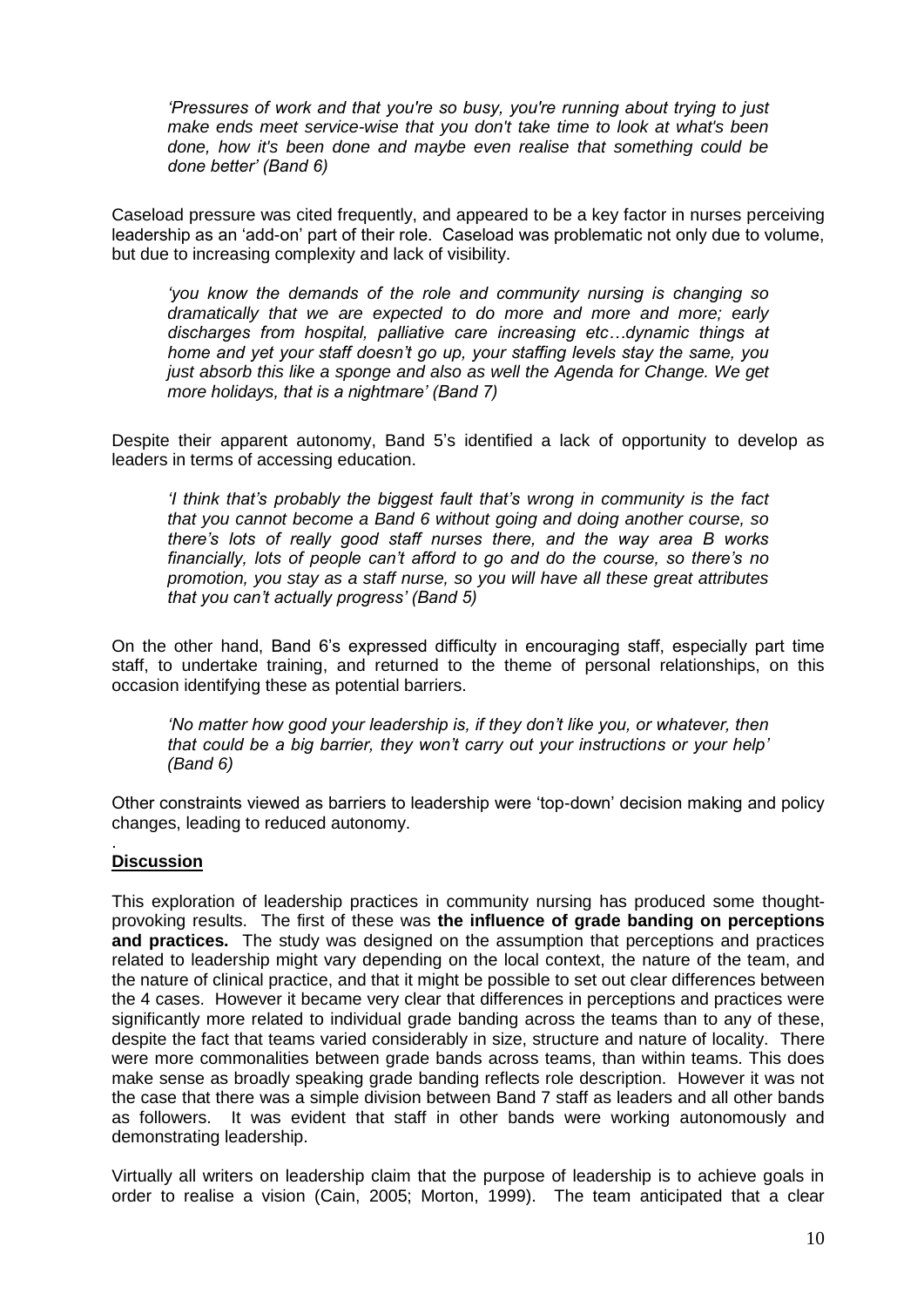> *'Pressures of work and that you're so busy, you're running about trying to just make ends meet service-wise that you don't take time to look at what's been done, how it's been done and maybe even realise that something could be done better' (Band 6)*

Caseload pressure was cited frequently, and appeared to be a key factor in nurses perceiving leadership as an 'add-on' part of their role. Caseload was problematic not only due to volume, but due to increasing complexity and lack of visibility.

> *'you know the demands of the role and community nursing is changing so dramatically that we are expected to do more and more and more; early discharges from hospital, palliative care increasing etc…dynamic things at home and yet your staff doesn't go up, your staffing levels stay the same, you just absorb this like a sponge and also as well the Agenda for Change. We get more holidays, that is a nightmare' (Band 7)*

Despite their apparent autonomy, Band 5's identified a lack of opportunity to develop as leaders in terms of accessing education.

> *'I think that's probably the biggest fault that's wrong in community is the fact that you cannot become a Band 6 without going and doing another course, so there's lots of really good staff nurses there, and the way area B works financially, lots of people can't afford to go and do the course, so there's no promotion, you stay as a staff nurse, so you will have all these great attributes that you can't actually progress' (Band 5)*

On the other hand, Band 6's expressed difficulty in encouraging staff, especially part time staff, to undertake training, and returned to the theme of personal relationships, on this occasion identifying these as potential barriers.

> *'No matter how good your leadership is, if they don't like you, or whatever, then that could be a big barrier, they won't carry out your instructions or your help' (Band 6)*

Other constraints viewed as barriers to leadership were 'top-down' decision making and policy changes, leading to reduced autonomy.

## Discussion

This exploration of leadership practices in community nursing has produced some thought-provoking results. The first of these was **the influence of grade banding on perceptions and practices.** The study was designed on the assumption that perceptions and practices related to leadership might vary depending on the local context, the nature of the team, and the nature of clinical practice, and that it might be possible to set out clear differences between the 4 cases. However it became very clear that differences in perceptions and practices were significantly more related to individual grade banding across the teams than to any of these, despite the fact that teams varied considerably in size, structure and nature of locality. There were more commonalities between grade bands across teams, than within teams. This does make sense as broadly speaking grade banding reflects role description. However it was not the case that there was a simple division between Band 7 staff as leaders and all other bands as followers. It was evident that staff in other bands were working autonomously and demonstrating leadership.

Virtually all writers on leadership claim that the purpose of leadership is to achieve goals in order to realise a vision (Cain, 2005; Morton, 1999). The team anticipated that a clear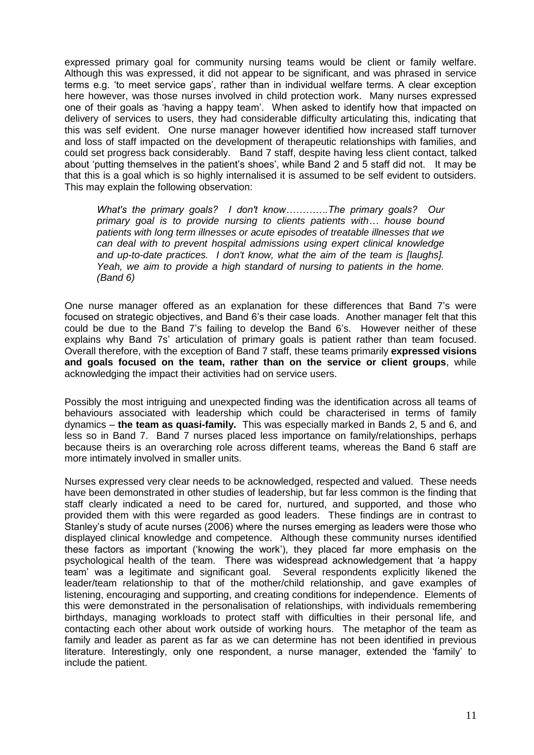expressed primary goal for community nursing teams would be client or family welfare. Although this was expressed, it did not appear to be significant, and was phrased in service terms e.g. 'to meet service gaps', rather than in individual welfare terms. A clear exception here however, was those nurses involved in child protection work. Many nurses expressed one of their goals as 'having a happy team'. When asked to identify how that impacted on delivery of services to users, they had considerable difficulty articulating this, indicating that this was self evident. One nurse manager however identified how increased staff turnover and loss of staff impacted on the development of therapeutic relationships with families, and could set progress back considerably. Band 7 staff, despite having less client contact, talked about 'putting themselves in the patient's shoes', while Band 2 and 5 staff did not. It may be that this is a goal which is so highly internalised it is assumed to be self evident to outsiders. This may explain the following observation:

> *What's the primary goals? I don't know…………The primary goals? Our primary goal is to provide nursing to clients patients with… house bound patients with long term illnesses or acute episodes of treatable illnesses that we can deal with to prevent hospital admissions using expert clinical knowledge and up-to-date practices. I don't know, what the aim of the team is [laughs]. Yeah, we aim to provide a high standard of nursing to patients in the home. (Band 6)*

One nurse manager offered as an explanation for these differences that Band 7's were focused on strategic objectives, and Band 6's their case loads. Another manager felt that this could be due to the Band 7's failing to develop the Band 6's. However neither of these explains why Band 7s' articulation of primary goals is patient rather than team focused. Overall therefore, with the exception of Band 7 staff, these teams primarily **expressed visions and goals focused on the team, rather than on the service or client groups**, while acknowledging the impact their activities had on service users.

Possibly the most intriguing and unexpected finding was the identification across all teams of behaviours associated with leadership which could be characterised in terms of family dynamics – **the team as quasi-family.** This was especially marked in Bands 2, 5 and 6, and less so in Band 7. Band 7 nurses placed less importance on family/relationships, perhaps because theirs is an overarching role across different teams, whereas the Band 6 staff are more intimately involved in smaller units.

Nurses expressed very clear needs to be acknowledged, respected and valued. These needs have been demonstrated in other studies of leadership, but far less common is the finding that staff clearly indicated a need to be cared for, nurtured, and supported, and those who provided them with this were regarded as good leaders. These findings are in contrast to Stanley's study of acute nurses (2006) where the nurses emerging as leaders were those who displayed clinical knowledge and competence. Although these community nurses identified these factors as important ('knowing the work'), they placed far more emphasis on the psychological health of the team. There was widespread acknowledgement that 'a happy team' was a legitimate and significant goal. Several respondents explicitly likened the leader/team relationship to that of the mother/child relationship, and gave examples of listening, encouraging and supporting, and creating conditions for independence. Elements of this were demonstrated in the personalisation of relationships, with individuals remembering birthdays, managing workloads to protect staff with difficulties in their personal life, and contacting each other about work outside of working hours. The metaphor of the team as family and leader as parent as far as we can determine has not been identified in previous literature. Interestingly, only one respondent, a nurse manager, extended the 'family' to include the patient.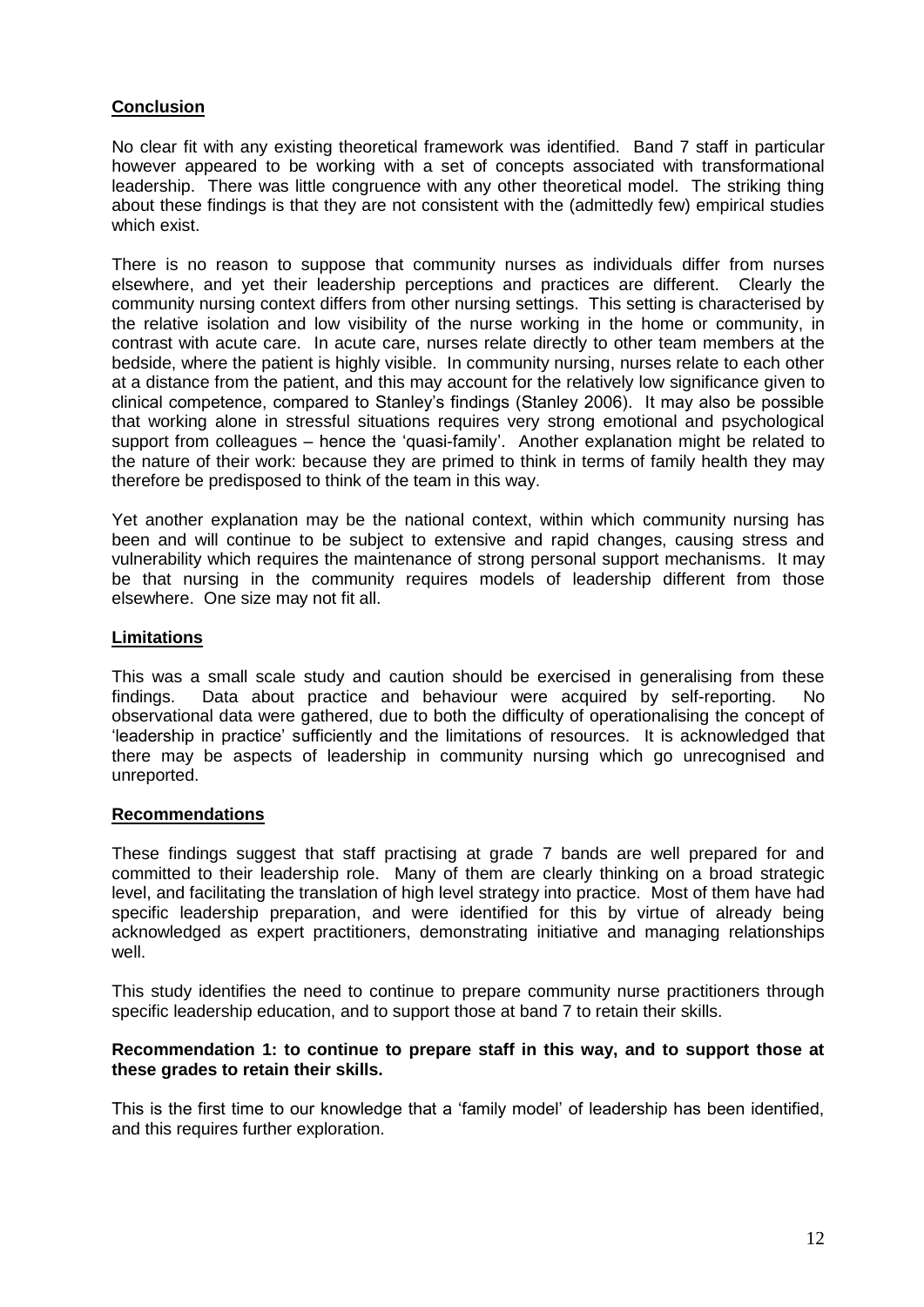## Conclusion

No clear fit with any existing theoretical framework was identified. Band 7 staff in particular however appeared to be working with a set of concepts associated with transformational leadership. There was little congruence with any other theoretical model. The striking thing about these findings is that they are not consistent with the (admittedly few) empirical studies which exist.

There is no reason to suppose that community nurses as individuals differ from nurses elsewhere, and yet their leadership perceptions and practices are different. Clearly the community nursing context differs from other nursing settings. This setting is characterised by the relative isolation and low visibility of the nurse working in the home or community, in contrast with acute care. In acute care, nurses relate directly to other team members at the bedside, where the patient is highly visible. In community nursing, nurses relate to each other at a distance from the patient, and this may account for the relatively low significance given to clinical competence, compared to Stanley's findings (Stanley 2006). It may also be possible that working alone in stressful situations requires very strong emotional and psychological support from colleagues – hence the 'quasi-family'. Another explanation might be related to the nature of their work: because they are primed to think in terms of family health they may therefore be predisposed to think of the team in this way.

Yet another explanation may be the national context, within which community nursing has been and will continue to be subject to extensive and rapid changes, causing stress and vulnerability which requires the maintenance of strong personal support mechanisms. It may be that nursing in the community requires models of leadership different from those elsewhere. One size may not fit all.

## Limitations

This was a small scale study and caution should be exercised in generalising from these findings. Data about practice and behaviour were acquired by self-reporting. No observational data were gathered, due to both the difficulty of operationalising the concept of 'leadership in practice' sufficiently and the limitations of resources. It is acknowledged that there may be aspects of leadership in community nursing which go unrecognised and unreported.

## Recommendations

These findings suggest that staff practising at grade 7 bands are well prepared for and committed to their leadership role. Many of them are clearly thinking on a broad strategic level, and facilitating the translation of high level strategy into practice. Most of them have had specific leadership preparation, and were identified for this by virtue of already being acknowledged as expert practitioners, demonstrating initiative and managing relationships well.

This study identifies the need to continue to prepare community nurse practitioners through specific leadership education, and to support those at band 7 to retain their skills.

**Recommendation 1: to continue to prepare staff in this way, and to support those at these grades to retain their skills.**

This is the first time to our knowledge that a 'family model' of leadership has been identified, and this requires further exploration.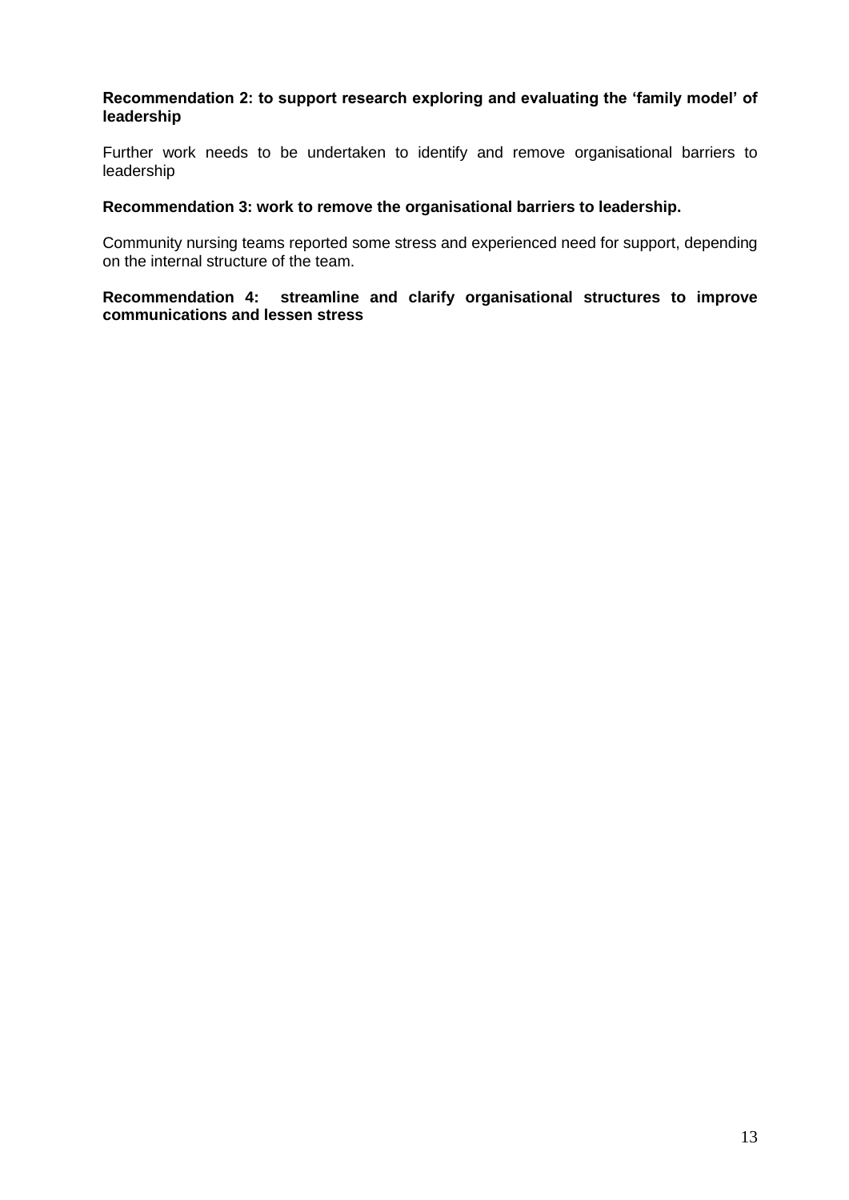**Recommendation 2: to support research exploring and evaluating the 'family model' of leadership**

Further work needs to be undertaken to identify and remove organisational barriers to leadership

**Recommendation 3: work to remove the organisational barriers to leadership.**

Community nursing teams reported some stress and experienced need for support, depending on the internal structure of the team.

**Recommendation 4: streamline and clarify organisational structures to improve communications and lessen stress**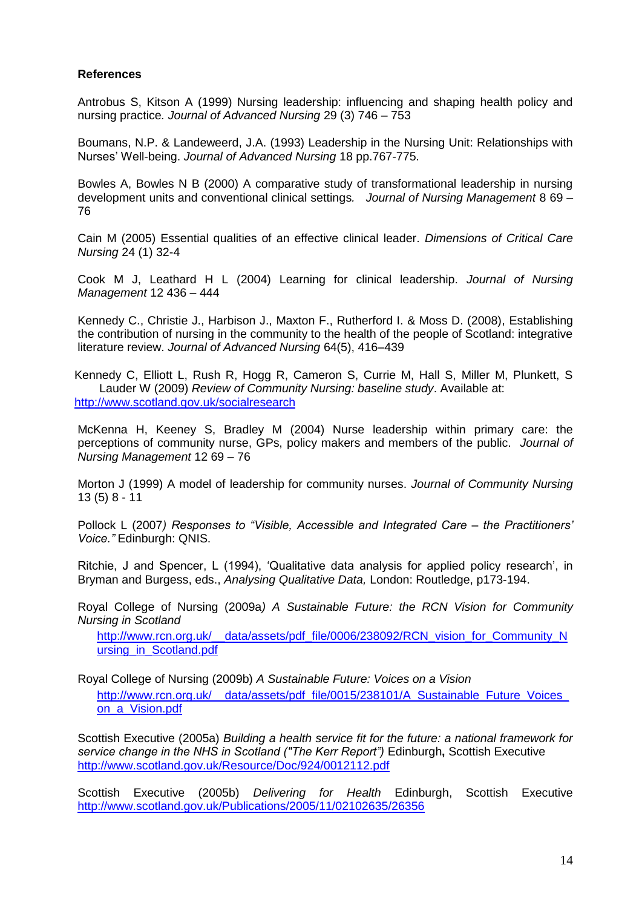**References**

Antrobus S, Kitson A (1999) Nursing leadership: influencing and shaping health policy and nursing practice. *Journal of Advanced Nursing* 29 (3) 746 – 753

Boumans, N.P. & Landeweerd, J.A. (1993) Leadership in the Nursing Unit: Relationships with Nurses' Well-being. *Journal of Advanced Nursing* 18 pp.767-775.

Bowles A, Bowles N B (2000) A comparative study of transformational leadership in nursing development units and conventional clinical settings. *Journal of Nursing Management* 8 69 – 76

Cain M (2005) Essential qualities of an effective clinical leader. *Dimensions of Critical Care Nursing* 24 (1) 32-4

Cook M J, Leathard H L (2004) Learning for clinical leadership. *Journal of Nursing Management* 12 436 – 444

Kennedy C., Christie J., Harbison J., Maxton F., Rutherford I. & Moss D. (2008), Establishing the contribution of nursing in the community to the health of the people of Scotland: integrative literature review. *Journal of Advanced Nursing* 64(5), 416–439

Kennedy C, Elliott L, Rush R, Hogg R, Cameron S, Currie M, Hall S, Miller M, Plunkett, S Lauder W (2009) *Review of Community Nursing: baseline study*. Available at: http://www.scotland.gov.uk/socialresearch

McKenna H, Keeney S, Bradley M (2004) Nurse leadership within primary care: the perceptions of community nurse, GPs, policy makers and members of the public. *Journal of Nursing Management* 12 69 – 76

Morton J (1999) A model of leadership for community nurses. *Journal of Community Nursing* 13 (5) 8 - 11

Pollock L (2007*) Responses to "Visible, Accessible and Integrated Care – the Practitioners' Voice."* Edinburgh: QNIS.

Ritchie, J and Spencer, L (1994), 'Qualitative data analysis for applied policy research', in Bryman and Burgess, eds., *Analysing Qualitative Data,* London: Routledge, p173-194.

Royal College of Nursing (2009a*) A Sustainable Future: the RCN Vision for Community Nursing in Scotland*
http://www.rcn.org.uk/__data/assets/pdf_file/0006/238092/RCN_vision_for_Community_Nursing_in_Scotland.pdf

Royal College of Nursing (2009b) *A Sustainable Future: Voices on a Vision*
http://www.rcn.org.uk/__data/assets/pdf_file/0015/238101/A_Sustainable_Future_Voices_on_a_Vision.pdf

Scottish Executive (2005a) *Building a health service fit for the future: a national framework for service change in the NHS in Scotland ("The Kerr Report")* Edinburgh**,** Scottish Executive
http://www.scotland.gov.uk/Resource/Doc/924/0012112.pdf

Scottish Executive (2005b) *Delivering for Health* Edinburgh, Scottish Executive
http://www.scotland.gov.uk/Publications/2005/11/02102635/26356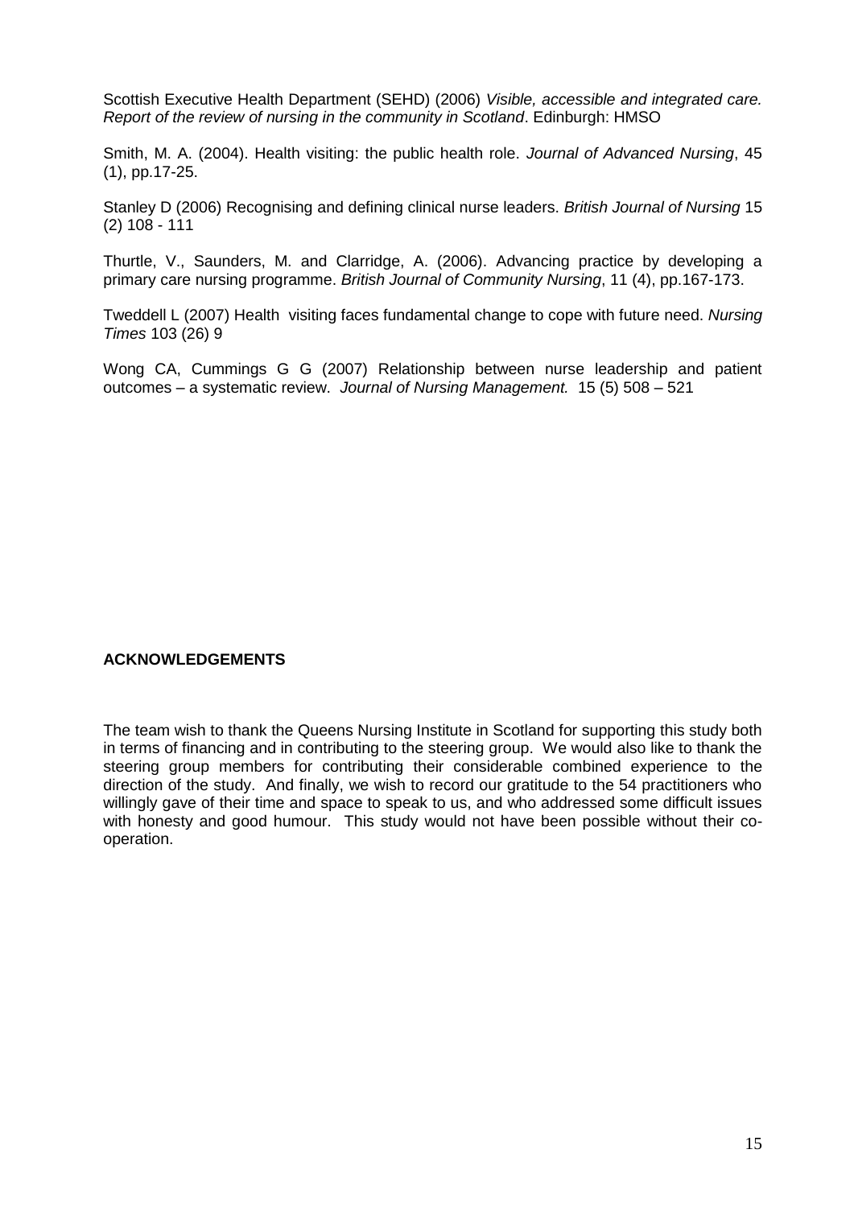Scottish Executive Health Department (SEHD) (2006) *Visible, accessible and integrated care. Report of the review of nursing in the community in Scotland*. Edinburgh: HMSO

Smith, M. A. (2004). Health visiting: the public health role. *Journal of Advanced Nursing*, 45 (1), pp.17-25.

Stanley D (2006) Recognising and defining clinical nurse leaders. *British Journal of Nursing* 15 (2) 108 - 111

Thurtle, V., Saunders, M. and Clarridge, A. (2006). Advancing practice by developing a primary care nursing programme. *British Journal of Community Nursing*, 11 (4), pp.167-173.

Tweddell L (2007) Health visiting faces fundamental change to cope with future need. *Nursing Times* 103 (26) 9

Wong CA, Cummings G G (2007) Relationship between nurse leadership and patient outcomes – a systematic review. *Journal of Nursing Management.* 15 (5) 508 – 521

**ACKNOWLEDGEMENTS**

The team wish to thank the Queens Nursing Institute in Scotland for supporting this study both in terms of financing and in contributing to the steering group. We would also like to thank the steering group members for contributing their considerable combined experience to the direction of the study. And finally, we wish to record our gratitude to the 54 practitioners who willingly gave of their time and space to speak to us, and who addressed some difficult issues with honesty and good humour. This study would not have been possible without their co-operation.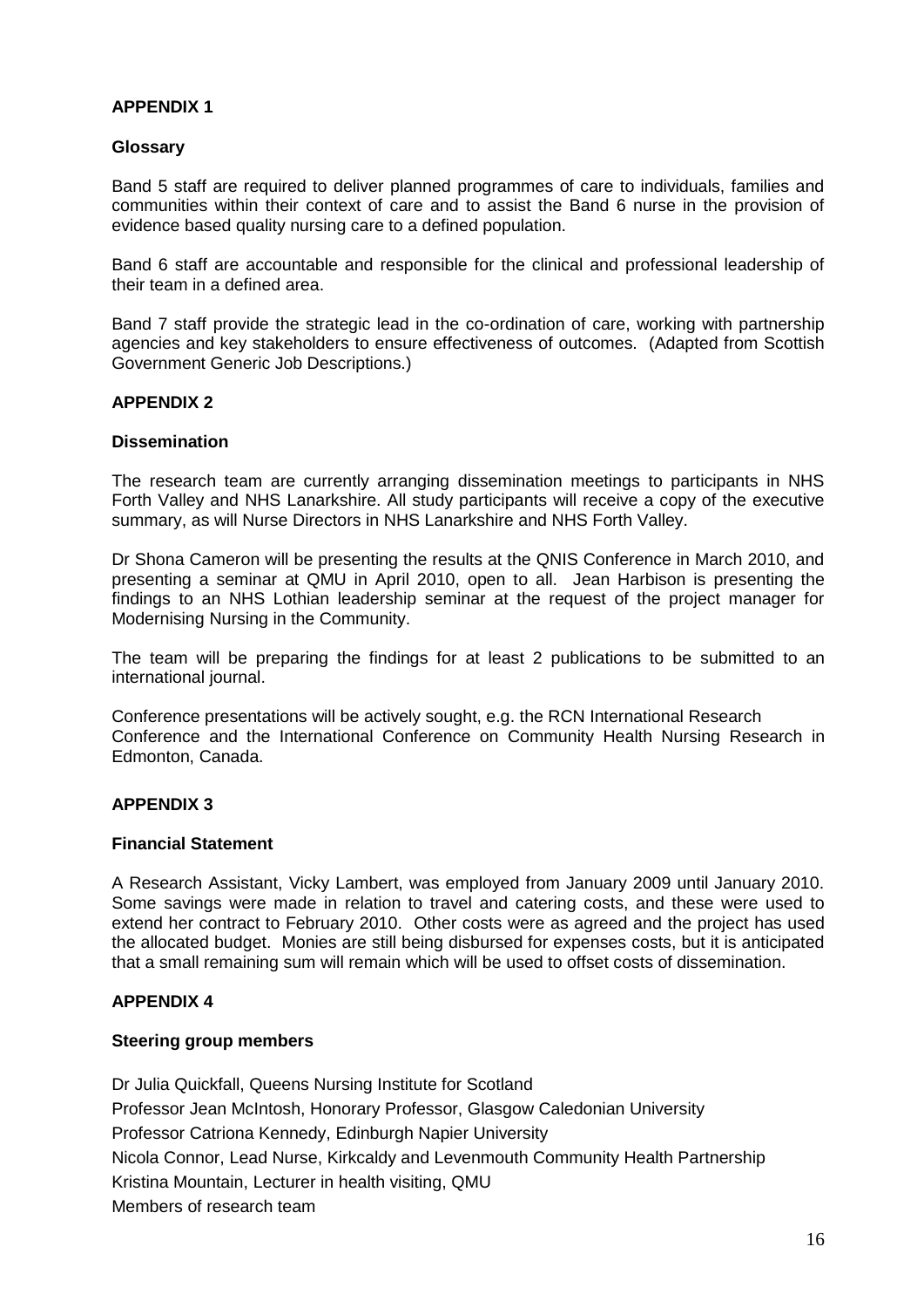## APPENDIX 1

### Glossary

Band 5 staff are required to deliver planned programmes of care to individuals, families and communities within their context of care and to assist the Band 6 nurse in the provision of evidence based quality nursing care to a defined population.

Band 6 staff are accountable and responsible for the clinical and professional leadership of their team in a defined area.

Band 7 staff provide the strategic lead in the co-ordination of care, working with partnership agencies and key stakeholders to ensure effectiveness of outcomes. (Adapted from Scottish Government Generic Job Descriptions.)

## APPENDIX 2

### Dissemination

The research team are currently arranging dissemination meetings to participants in NHS Forth Valley and NHS Lanarkshire. All study participants will receive a copy of the executive summary, as will Nurse Directors in NHS Lanarkshire and NHS Forth Valley.

Dr Shona Cameron will be presenting the results at the QNIS Conference in March 2010, and presenting a seminar at QMU in April 2010, open to all. Jean Harbison is presenting the findings to an NHS Lothian leadership seminar at the request of the project manager for Modernising Nursing in the Community.

The team will be preparing the findings for at least 2 publications to be submitted to an international journal.

Conference presentations will be actively sought, e.g. the RCN International Research Conference and the International Conference on Community Health Nursing Research in Edmonton, Canada.

## APPENDIX 3

### Financial Statement

A Research Assistant, Vicky Lambert, was employed from January 2009 until January 2010. Some savings were made in relation to travel and catering costs, and these were used to extend her contract to February 2010. Other costs were as agreed and the project has used the allocated budget. Monies are still being disbursed for expenses costs, but it is anticipated that a small remaining sum will remain which will be used to offset costs of dissemination.

## APPENDIX 4

### Steering group members

Dr Julia Quickfall, Queens Nursing Institute for Scotland
Professor Jean McIntosh, Honorary Professor, Glasgow Caledonian University
Professor Catriona Kennedy, Edinburgh Napier University
Nicola Connor, Lead Nurse, Kirkcaldy and Levenmouth Community Health Partnership
Kristina Mountain, Lecturer in health visiting, QMU
Members of research team